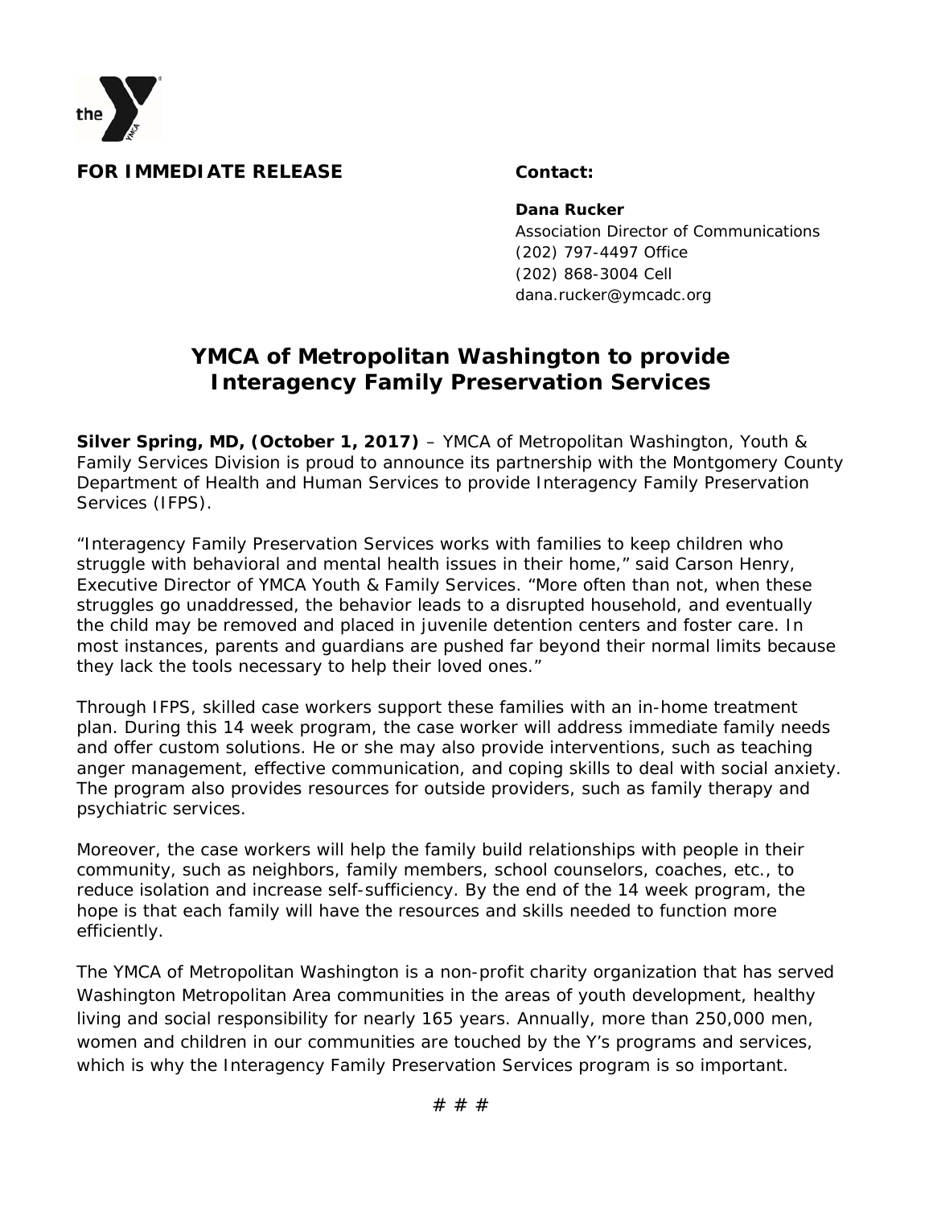**FOR IMMEDIATE RELEASE**

**Contact:**

**Dana Rucker**
Association Director of Communications
(202) 797-4497 Office
(202) 868-3004 Cell
dana.rucker@ymcadc.org

# YMCA of Metropolitan Washington to provide Interagency Family Preservation Services

**Silver Spring, MD, (October 1, 2017)** – YMCA of Metropolitan Washington, Youth & Family Services Division is proud to announce its partnership with the Montgomery County Department of Health and Human Services to provide Interagency Family Preservation Services (IFPS).

"Interagency Family Preservation Services works with families to keep children who struggle with behavioral and mental health issues in their home," said Carson Henry, Executive Director of YMCA Youth & Family Services. "More often than not, when these struggles go unaddressed, the behavior leads to a disrupted household, and eventually the child may be removed and placed in juvenile detention centers and foster care. In most instances, parents and guardians are pushed far beyond their normal limits because they lack the tools necessary to help their loved ones."

Through IFPS, skilled case workers support these families with an in-home treatment plan. During this 14 week program, the case worker will address immediate family needs and offer custom solutions. He or she may also provide interventions, such as teaching anger management, effective communication, and coping skills to deal with social anxiety. The program also provides resources for outside providers, such as family therapy and psychiatric services.

Moreover, the case workers will help the family build relationships with people in their community, such as neighbors, family members, school counselors, coaches, etc., to reduce isolation and increase self-sufficiency. By the end of the 14 week program, the hope is that each family will have the resources and skills needed to function more efficiently.

The YMCA of Metropolitan Washington is a non-profit charity organization that has served Washington Metropolitan Area communities in the areas of youth development, healthy living and social responsibility for nearly 165 years. Annually, more than 250,000 men, women and children in our communities are touched by the Y's programs and services, which is why the Interagency Family Preservation Services program is so important.

# # #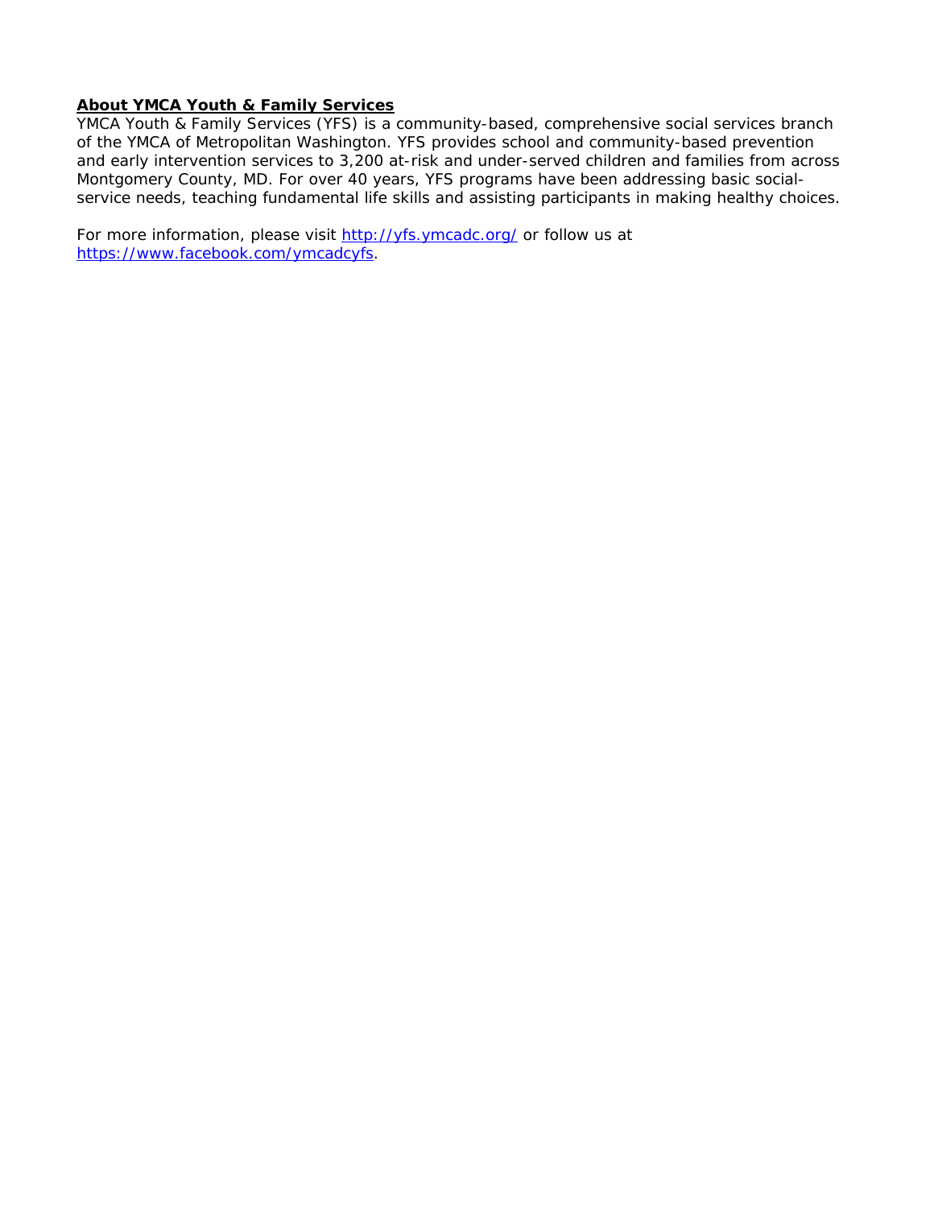**About YMCA Youth & Family Services**

YMCA Youth & Family Services (YFS) is a community-based, comprehensive social services branch of the YMCA of Metropolitan Washington. YFS provides school and community-based prevention and early intervention services to 3,200 at-risk and under-served children and families from across Montgomery County, MD. For over 40 years, YFS programs have been addressing basic social-service needs, teaching fundamental life skills and assisting participants in making healthy choices.

For more information, please visit http://yfs.ymcadc.org/ or follow us at https://www.facebook.com/ymcadcyfs.